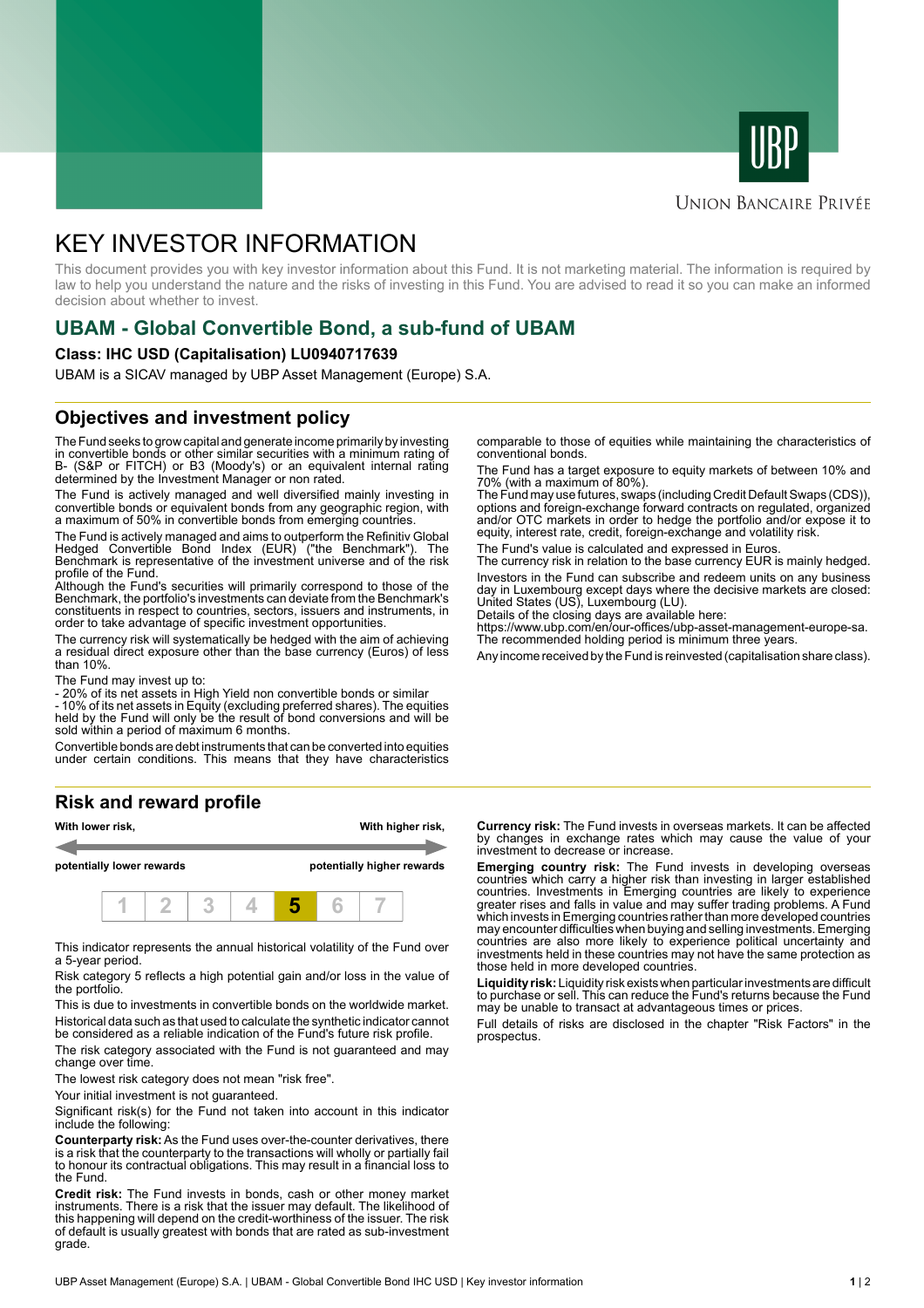UBP

Union Bancaire Privée

# KEY INVESTOR INFORMATION

This document provides you with key investor information about this Fund. It is not marketing material. The information is required by law to help you understand the nature and the risks of investing in this Fund. You are advised to read it so you can make an informed decision about whether to invest.

## UBAM - Global Convertible Bond, a sub-fund of UBAM

**Class: IHC USD (Capitalisation) LU0940717639**

UBAM is a SICAV managed by UBP Asset Management (Europe) S.A.

## Objectives and investment policy

The Fund seeks to grow capital and generate income primarily by investing in convertible bonds or other similar securities with a minimum rating of B- (S&P or FITCH) or B3 (Moody's) or an equivalent internal rating determined by the Investment Manager or non rated.

The Fund is actively managed and well diversified mainly investing in convertible bonds or equivalent bonds from any geographic region, with a maximum of 50% in convertible bonds from emerging countries.

The Fund is actively managed and aims to outperform the Refinitiv Global Hedged Convertible Bond Index (EUR) ("the Benchmark"). The Benchmark is representative of the investment universe and of the risk profile of the Fund.

Although the Fund's securities will primarily correspond to those of the Benchmark, the portfolio's investments can deviate from the Benchmark's constituents in respect to countries, sectors, issuers and instruments, in order to take advantage of specific investment opportunities.

The currency risk will systematically be hedged with the aim of achieving a residual direct exposure other than the base currency (Euros) of less than 10%.

The Fund may invest up to:
- 20% of its net assets in High Yield non convertible bonds or similar
- 10% of its net assets in Equity (excluding preferred shares). The equities held by the Fund will only be the result of bond conversions and will be sold within a period of maximum 6 months.

Convertible bonds are debt instruments that can be converted into equities under certain conditions. This means that they have characteristics comparable to those of equities while maintaining the characteristics of conventional bonds.

The Fund has a target exposure to equity markets of between 10% and 70% (with a maximum of 80%).

The Fund may use futures, swaps (including Credit Default Swaps (CDS)), options and foreign-exchange forward contracts on regulated, organized and/or OTC markets in order to hedge the portfolio and/or expose it to equity, interest rate, credit, foreign-exchange and volatility risk.

The Fund's value is calculated and expressed in Euros.

The currency risk in relation to the base currency EUR is mainly hedged.

Investors in the Fund can subscribe and redeem units on any business day in Luxembourg except days where the decisive markets are closed: United States (US), Luxembourg (LU).

Details of the closing days are available here:
https://www.ubp.com/en/our-offices/ubp-asset-management-europe-sa.

The recommended holding period is minimum three years.

Any income received by the Fund is reinvested (capitalisation share class).

## Risk and reward profile

**With lower risk,** **potentially lower rewards** — **With higher risk,** **potentially higher rewards**

| 1 | 2 | 3 | 4 | **5** | 6 | 7 |
|---|---|---|---|---|---|---|

This indicator represents the annual historical volatility of the Fund over a 5-year period.

Risk category 5 reflects a high potential gain and/or loss in the value of the portfolio.

This is due to investments in convertible bonds on the worldwide market.

Historical data such as that used to calculate the synthetic indicator cannot be considered as a reliable indication of the Fund's future risk profile.

The risk category associated with the Fund is not guaranteed and may change over time.

The lowest risk category does not mean "risk free".

Your initial investment is not guaranteed.

Significant risk(s) for the Fund not taken into account in this indicator include the following:

**Counterparty risk:** As the Fund uses over-the-counter derivatives, there is a risk that the counterparty to the transactions will wholly or partially fail to honour its contractual obligations. This may result in a financial loss to the Fund.

**Credit risk:** The Fund invests in bonds, cash or other money market instruments. There is a risk that the issuer may default. The likelihood of this happening will depend on the credit-worthiness of the issuer. The risk of default is usually greatest with bonds that are rated as sub-investment grade.

**Currency risk:** The Fund invests in overseas markets. It can be affected by changes in exchange rates which may cause the value of your investment to decrease or increase.

**Emerging country risk:** The Fund invests in developing overseas countries which carry a higher risk than investing in larger established countries. Investments in Emerging countries are likely to experience greater rises and falls in value and may suffer trading problems. A Fund which invests in Emerging countries rather than more developed countries may encounter difficulties when buying and selling investments. Emerging countries are also more likely to experience political uncertainty and investments held in these countries may not have the same protection as those held in more developed countries.

**Liquidity risk:** Liquidity risk exists when particular investments are difficult to purchase or sell. This can reduce the Fund's returns because the Fund may be unable to transact at advantageous times or prices.

Full details of risks are disclosed in the chapter "Risk Factors" in the prospectus.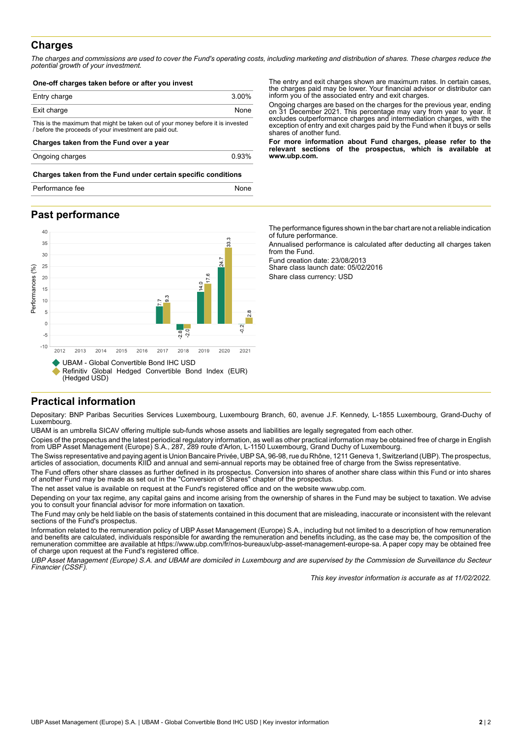## Charges

*The charges and commissions are used to cover the Fund's operating costs, including marketing and distribution of shares. These charges reduce the potential growth of your investment.*

| **One-off charges taken before or after you invest** | |
| --- | --- |
| Entry charge | 3.00% |
| Exit charge | None |
| This is the maximum that might be taken out of your money before it is invested / before the proceeds of your investment are paid out. | |
| **Charges taken from the Fund over a year** | |
| Ongoing charges | 0.93% |
| **Charges taken from the Fund under certain specific conditions** | |
| Performance fee | None |

The entry and exit charges shown are maximum rates. In certain cases, the charges paid may be lower. Your financial advisor or distributor can inform you of the associated entry and exit charges.

Ongoing charges are based on the charges for the previous year, ending on 31 December 2021. This percentage may vary from year to year. It excludes outperformance charges and intermediation charges, with the exception of entry and exit charges paid by the Fund when it buys or sells shares of another fund.

**For more information about Fund charges, please refer to the relevant sections of the prospectus, which is available at www.ubp.com.**

## Past performance

Performances (%)

40
35
30
25
20
15
10
5
0
-5
-10

2012 2013 2014 2015 2016 2017 2018 2019 2020 2021

7.7 9.3
-2.8 -2.0
14.0 17.6
24.7 33.3
-0.2 2.8

UBAM - Global Convertible Bond IHC USD
Refinitiv Global Hedged Convertible Bond Index (EUR) (Hedged USD)

The performance figures shown in the bar chart are not a reliable indication of future performance.

Annualised performance is calculated after deducting all charges taken from the Fund.

Fund creation date: 23/08/2013
Share class launch date: 05/02/2016
Share class currency: USD

## Practical information

Depositary: BNP Paribas Securities Services Luxembourg, Luxembourg Branch, 60, avenue J.F. Kennedy, L-1855 Luxembourg, Grand-Duchy of Luxembourg.

UBAM is an umbrella SICAV offering multiple sub-funds whose assets and liabilities are legally segregated from each other.

Copies of the prospectus and the latest periodical regulatory information, as well as other practical information may be obtained free of charge in English from UBP Asset Management (Europe) S.A., 287, 289 route d'Arlon, L-1150 Luxembourg, Grand Duchy of Luxembourg.

The Swiss representative and paying agent is Union Bancaire Privée, UBP SA, 96-98, rue du Rhône, 1211 Geneva 1, Switzerland (UBP). The prospectus, articles of association, documents KIID and annual and semi-annual reports may be obtained free of charge from the Swiss representative.

The Fund offers other share classes as further defined in its prospectus. Conversion into shares of another share class within this Fund or into shares of another Fund may be made as set out in the "Conversion of Shares" chapter of the prospectus.

The net asset value is available on request at the Fund's registered office and on the website www.ubp.com.

Depending on your tax regime, any capital gains and income arising from the ownership of shares in the Fund may be subject to taxation. We advise you to consult your financial advisor for more information on taxation.

The Fund may only be held liable on the basis of statements contained in this document that are misleading, inaccurate or inconsistent with the relevant sections of the Fund's prospectus.

Information related to the remuneration policy of UBP Asset Management (Europe) S.A., including but not limited to a description of how remuneration and benefits are calculated, individuals responsible for awarding the remuneration and benefits including, as the case may be, the composition of the remuneration committee are available at https://www.ubp.com/fr/nos-bureaux/ubp-asset-management-europe-sa. A paper copy may be obtained free of charge upon request at the Fund's registered office.

*UBP Asset Management (Europe) S.A. and UBAM are domiciled in Luxembourg and are supervised by the Commission de Surveillance du Secteur Financier (CSSF).*

*This key investor information is accurate as at 11/02/2022.*